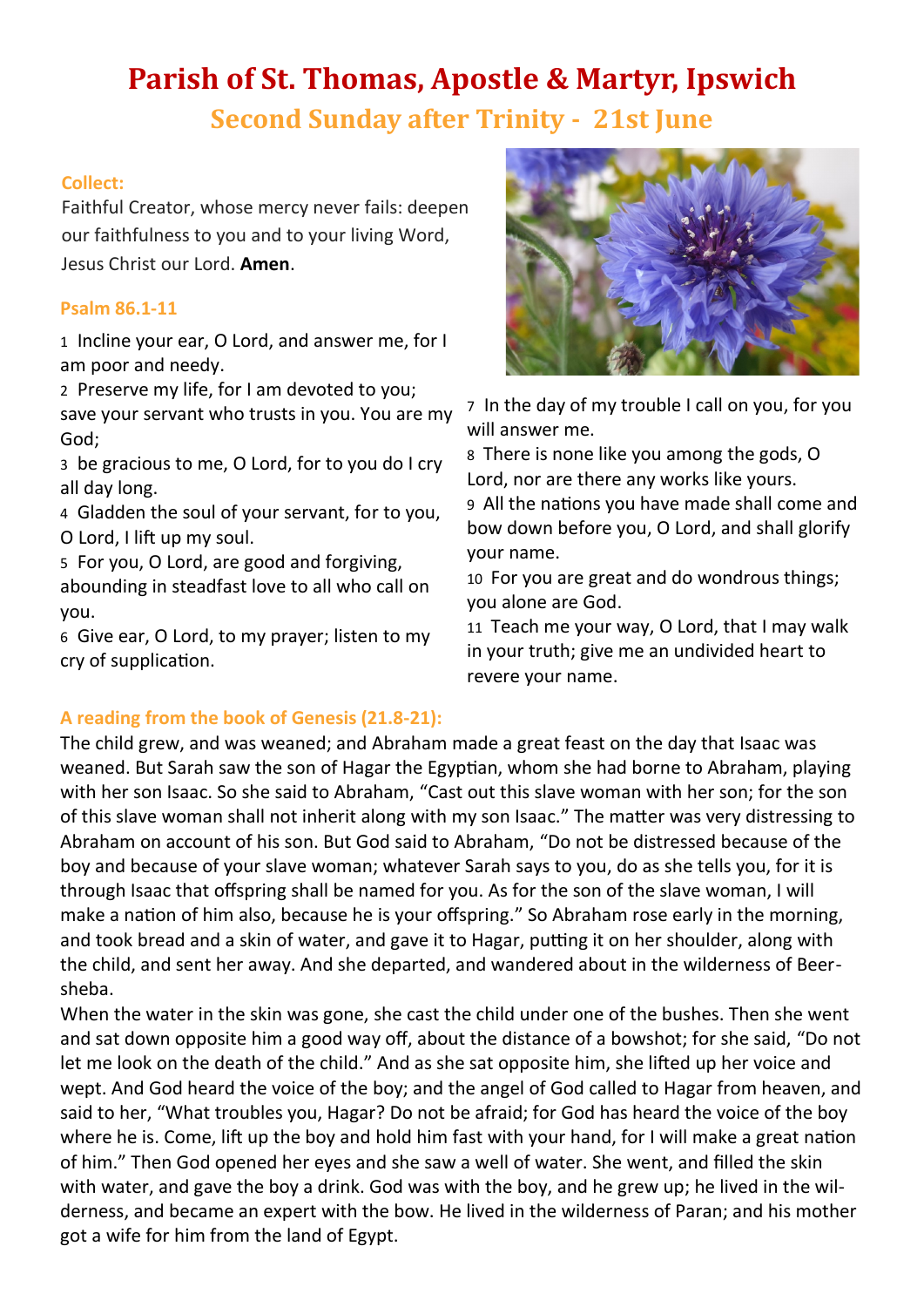# Parish of St. Thomas, Apostle & Martyr, Ipswich

## Second Sunday after Trinity - 21st June

### Collect:

Faithful Creator, whose mercy never fails: deepen our faithfulness to you and to your living Word, Jesus Christ our Lord. **Amen**.

### Psalm 86.1-11

1 Incline your ear, O Lord, and answer me, for I am poor and needy.
2 Preserve my life, for I am devoted to you; save your servant who trusts in you. You are my God;
3 be gracious to me, O Lord, for to you do I cry all day long.
4 Gladden the soul of your servant, for to you, O Lord, I lift up my soul.
5 For you, O Lord, are good and forgiving, abounding in steadfast love to all who call on you.
6 Give ear, O Lord, to my prayer; listen to my cry of supplication.
7 In the day of my trouble I call on you, for you will answer me.
8 There is none like you among the gods, O Lord, nor are there any works like yours.
9 All the nations you have made shall come and bow down before you, O Lord, and shall glorify your name.
10 For you are great and do wondrous things; you alone are God.
11 Teach me your way, O Lord, that I may walk in your truth; give me an undivided heart to revere your name.

### A reading from the book of Genesis (21.8-21):

The child grew, and was weaned; and Abraham made a great feast on the day that Isaac was weaned. But Sarah saw the son of Hagar the Egyptian, whom she had borne to Abraham, playing with her son Isaac. So she said to Abraham, "Cast out this slave woman with her son; for the son of this slave woman shall not inherit along with my son Isaac." The matter was very distressing to Abraham on account of his son. But God said to Abraham, "Do not be distressed because of the boy and because of your slave woman; whatever Sarah says to you, do as she tells you, for it is through Isaac that offspring shall be named for you. As for the son of the slave woman, I will make a nation of him also, because he is your offspring." So Abraham rose early in the morning, and took bread and a skin of water, and gave it to Hagar, putting it on her shoulder, along with the child, and sent her away. And she departed, and wandered about in the wilderness of Beer-sheba.

When the water in the skin was gone, she cast the child under one of the bushes. Then she went and sat down opposite him a good way off, about the distance of a bowshot; for she said, "Do not let me look on the death of the child." And as she sat opposite him, she lifted up her voice and wept. And God heard the voice of the boy; and the angel of God called to Hagar from heaven, and said to her, "What troubles you, Hagar? Do not be afraid; for God has heard the voice of the boy where he is. Come, lift up the boy and hold him fast with your hand, for I will make a great nation of him." Then God opened her eyes and she saw a well of water. She went, and filled the skin with water, and gave the boy a drink. God was with the boy, and he grew up; he lived in the wilderness, and became an expert with the bow. He lived in the wilderness of Paran; and his mother got a wife for him from the land of Egypt.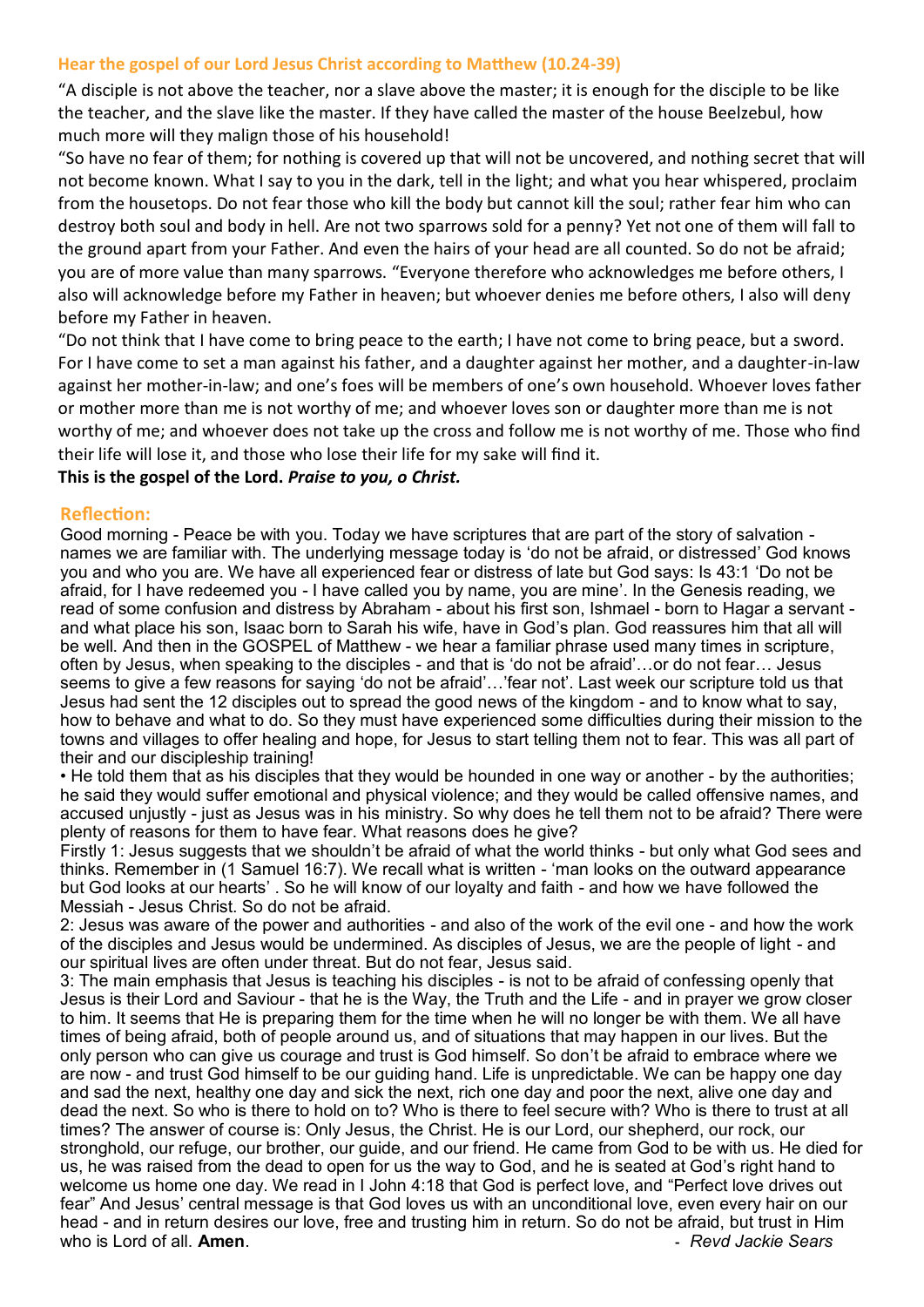### Hear the gospel of our Lord Jesus Christ according to Matthew (10.24-39)

"A disciple is not above the teacher, nor a slave above the master; it is enough for the disciple to be like the teacher, and the slave like the master. If they have called the master of the house Beelzebul, how much more will they malign those of his household!

"So have no fear of them; for nothing is covered up that will not be uncovered, and nothing secret that will not become known. What I say to you in the dark, tell in the light; and what you hear whispered, proclaim from the housetops. Do not fear those who kill the body but cannot kill the soul; rather fear him who can destroy both soul and body in hell. Are not two sparrows sold for a penny? Yet not one of them will fall to the ground apart from your Father. And even the hairs of your head are all counted. So do not be afraid; you are of more value than many sparrows. "Everyone therefore who acknowledges me before others, I also will acknowledge before my Father in heaven; but whoever denies me before others, I also will deny before my Father in heaven.

"Do not think that I have come to bring peace to the earth; I have not come to bring peace, but a sword. For I have come to set a man against his father, and a daughter against her mother, and a daughter-in-law against her mother-in-law; and one's foes will be members of one's own household. Whoever loves father or mother more than me is not worthy of me; and whoever loves son or daughter more than me is not worthy of me; and whoever does not take up the cross and follow me is not worthy of me. Those who find their life will lose it, and those who lose their life for my sake will find it.

**This is the gospel of the Lord. *Praise to you, o Christ.***

### Reflection:

Good morning - Peace be with you. Today we have scriptures that are part of the story of salvation - names we are familiar with. The underlying message today is 'do not be afraid, or distressed' God knows you and who you are. We have all experienced fear or distress of late but God says: Is 43:1 'Do not be afraid, for I have redeemed you - I have called you by name, you are mine'. In the Genesis reading, we read of some confusion and distress by Abraham - about his first son, Ishmael - born to Hagar a servant - and what place his son, Isaac born to Sarah his wife, have in God's plan. God reassures him that all will be well. And then in the GOSPEL of Matthew - we hear a familiar phrase used many times in scripture, often by Jesus, when speaking to the disciples - and that is 'do not be afraid'…or do not fear… Jesus seems to give a few reasons for saying 'do not be afraid'…'fear not'. Last week our scripture told us that Jesus had sent the 12 disciples out to spread the good news of the kingdom - and to know what to say, how to behave and what to do. So they must have experienced some difficulties during their mission to the towns and villages to offer healing and hope, for Jesus to start telling them not to fear. This was all part of their and our discipleship training!

• He told them that as his disciples that they would be hounded in one way or another - by the authorities; he said they would suffer emotional and physical violence; and they would be called offensive names, and accused unjustly - just as Jesus was in his ministry. So why does he tell them not to be afraid? There were plenty of reasons for them to have fear. What reasons does he give?

Firstly 1: Jesus suggests that we shouldn't be afraid of what the world thinks - but only what God sees and thinks. Remember in (1 Samuel 16:7). We recall what is written - 'man looks on the outward appearance but God looks at our hearts' . So he will know of our loyalty and faith - and how we have followed the Messiah - Jesus Christ. So do not be afraid.

2: Jesus was aware of the power and authorities - and also of the work of the evil one - and how the work of the disciples and Jesus would be undermined. As disciples of Jesus, we are the people of light - and our spiritual lives are often under threat. But do not fear, Jesus said.

3: The main emphasis that Jesus is teaching his disciples - is not to be afraid of confessing openly that Jesus is their Lord and Saviour - that he is the Way, the Truth and the Life - and in prayer we grow closer to him. It seems that He is preparing them for the time when he will no longer be with them. We all have times of being afraid, both of people around us, and of situations that may happen in our lives. But the only person who can give us courage and trust is God himself. So don't be afraid to embrace where we are now - and trust God himself to be our guiding hand. Life is unpredictable. We can be happy one day and sad the next, healthy one day and sick the next, rich one day and poor the next, alive one day and dead the next. So who is there to hold on to? Who is there to feel secure with? Who is there to trust at all times? The answer of course is: Only Jesus, the Christ. He is our Lord, our shepherd, our rock, our stronghold, our refuge, our brother, our guide, and our friend. He came from God to be with us. He died for us, he was raised from the dead to open for us the way to God, and he is seated at God's right hand to welcome us home one day. We read in I John 4:18 that God is perfect love, and "Perfect love drives out fear" And Jesus' central message is that God loves us with an unconditional love, even every hair on our head - and in return desires our love, free and trusting him in return. So do not be afraid, but trust in Him who is Lord of all. **Amen**. - *Revd Jackie Sears*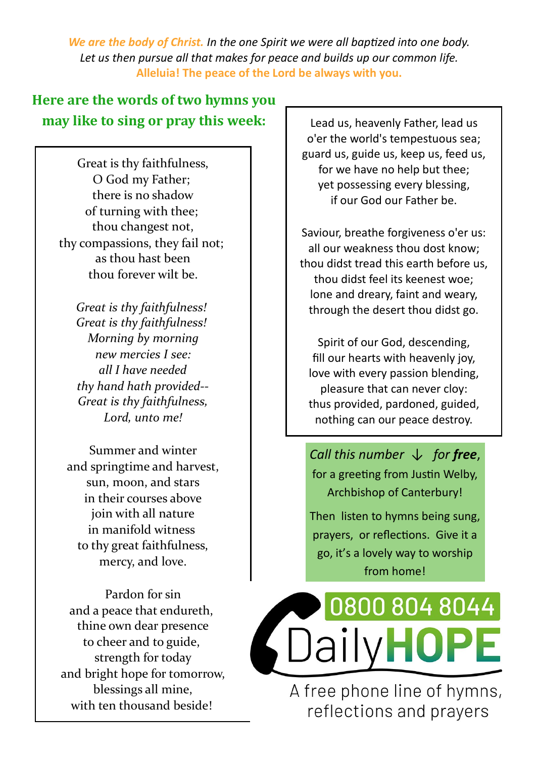*We are the body of Christ. In the one Spirit we were all baptized into one body. Let us then pursue all that makes for peace and builds up our common life.*
**Alleluia! The peace of the Lord be always with you.**

## Here are the words of two hymns you may like to sing or pray this week:

Great is thy faithfulness,
O God my Father;
there is no shadow
of turning with thee;
thou changest not,
thy compassions, they fail not;
as thou hast been
thou forever wilt be.

*Great is thy faithfulness!*
*Great is thy faithfulness!*
*Morning by morning*
*new mercies I see:*
*all I have needed*
*thy hand hath provided--*
*Great is thy faithfulness,*
*Lord, unto me!*

Summer and winter
and springtime and harvest,
sun, moon, and stars
in their courses above
join with all nature
in manifold witness
to thy great faithfulness,
mercy, and love.

Pardon for sin
and a peace that endureth,
thine own dear presence
to cheer and to guide,
strength for today
and bright hope for tomorrow,
blessings all mine,
with ten thousand beside!

Lead us, heavenly Father, lead us
o'er the world's tempestuous sea;
guard us, guide us, keep us, feed us,
for we have no help but thee;
yet possessing every blessing,
if our God our Father be.

Saviour, breathe forgiveness o'er us:
all our weakness thou dost know;
thou didst tread this earth before us,
thou didst feel its keenest woe;
lone and dreary, faint and weary,
through the desert thou didst go.

Spirit of our God, descending,
fill our hearts with heavenly joy,
love with every passion blending,
pleasure that can never cloy:
thus provided, pardoned, guided,
nothing can our peace destroy.

*Call this number ↓ for **free**,*
for a greeting from Justin Welby, Archbishop of Canterbury!

Then listen to hymns being sung, prayers, or reflections. Give it a go, it's a lovely way to worship from home!

**0800 804 8044**

Daily**HOPE**

A free phone line of hymns, reflections and prayers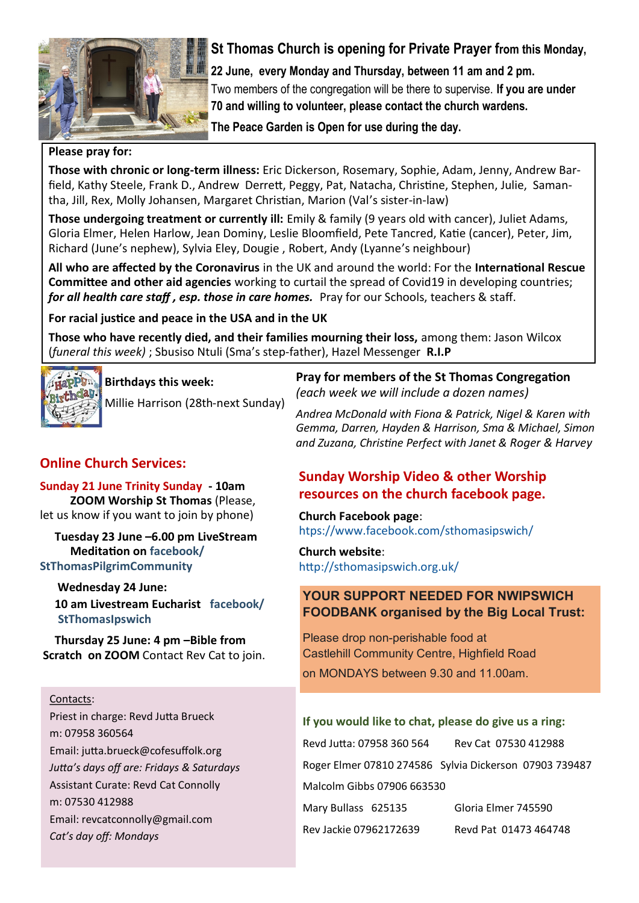## St Thomas Church is opening for Private Prayer from this Monday, 22 June, every Monday and Thursday, between 11 am and 2 pm.

Two members of the congregation will be there to supervise. **If you are under 70 and willing to volunteer, please contact the church wardens.**

**The Peace Garden is Open for use during the day.**

**Please pray for:**

**Those with chronic or long-term illness:** Eric Dickerson, Rosemary, Sophie, Adam, Jenny, Andrew Barfield, Kathy Steele, Frank D., Andrew Derrett, Peggy, Pat, Natacha, Christine, Stephen, Julie, Samantha, Jill, Rex, Molly Johansen, Margaret Christian, Marion (Val's sister-in-law)

**Those undergoing treatment or currently ill:** Emily & family (9 years old with cancer), Juliet Adams, Gloria Elmer, Helen Harlow, Jean Dominy, Leslie Bloomfield, Pete Tancred, Katie (cancer), Peter, Jim, Richard (June's nephew), Sylvia Eley, Dougie , Robert, Andy (Lyanne's neighbour)

**All who are affected by the Coronavirus** in the UK and around the world: For the **International Rescue Committee and other aid agencies** working to curtail the spread of Covid19 in developing countries; ***for all health care staff , esp. those in care homes.*** Pray for our Schools, teachers & staff.

**For racial justice and peace in the USA and in the UK**

**Those who have recently died, and their families mourning their loss,** among them: Jason Wilcox (*funeral this week*) ; Sbusiso Ntuli (Sma's step-father), Hazel Messenger **R.I.P**

**Birthdays this week:**

Millie Harrison (28th-next Sunday)

**Pray for members of the St Thomas Congregation**

*(each week we will include a dozen names)*

*Andrea McDonald with Fiona & Patrick, Nigel & Karen with Gemma, Darren, Hayden & Harrison, Sma & Michael, Simon and Zuzana, Christine Perfect with Janet & Roger & Harvey*

## Online Church Services:

**Sunday 21 June Trinity Sunday - 10am ZOOM Worship St Thomas** (Please, let us know if you want to join by phone)

**Tuesday 23 June –6.00 pm LiveStream Meditation on facebook/ StThomasPilgrimCommunity**

**Wednesday 24 June:**
**10 am Livestream Eucharist facebook/ StThomasIpswich**

**Thursday 25 June: 4 pm –Bible from Scratch on ZOOM** Contact Rev Cat to join.

## Sunday Worship Video & other Worship resources on the church facebook page.

**Church Facebook page**:
https://www.facebook.com/sthomasipswich/

**Church website**:
http://sthomasipswich.org.uk/

**YOUR SUPPORT NEEDED FOR NWIPSWICH FOODBANK organised by the Big Local Trust:**

Please drop non-perishable food at Castlehill Community Centre, Highfield Road on MONDAYS between 9.30 and 11.00am.

Contacts:
Priest in charge: Revd Jutta Brueck
m: 07958 360564
Email: jutta.brueck@cofesuffolk.org
*Jutta's days off are: Fridays & Saturdays*
Assistant Curate: Revd Cat Connolly
m: 07530 412988
Email: revcatconnolly@gmail.com
*Cat's day off: Mondays*

**If you would like to chat, please do give us a ring:**

Revd Jutta: 07958 360 564    Rev Cat 07530 412988
Roger Elmer 07810 274586    Sylvia Dickerson 07903 739487
Malcolm Gibbs 07906 663530
Mary Bullass 625135    Gloria Elmer 745590
Rev Jackie 07962172639    Revd Pat 01473 464748